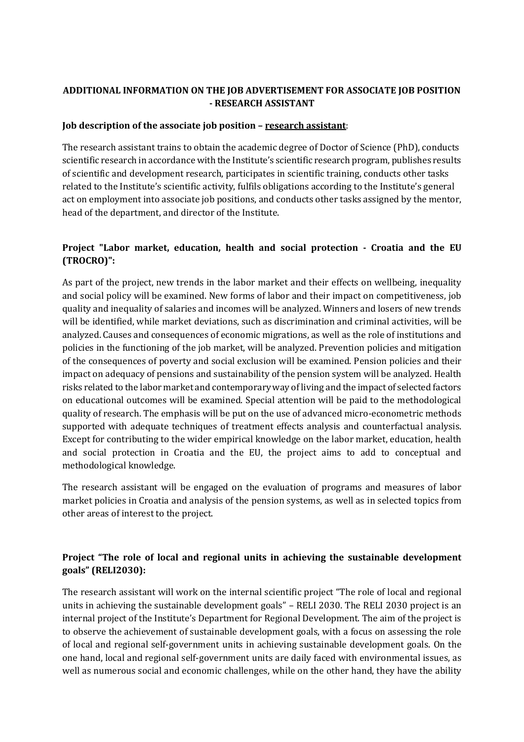**ADDITIONAL INFORMATION ON THE JOB ADVERTISEMENT FOR ASSOCIATE JOB POSITION - RESEARCH ASSISTANT**

**Job description of the associate job position – research assistant:**

The research assistant trains to obtain the academic degree of Doctor of Science (PhD), conducts scientific research in accordance with the Institute's scientific research program, publishes results of scientific and development research, participates in scientific training, conducts other tasks related to the Institute's scientific activity, fulfils obligations according to the Institute's general act on employment into associate job positions, and conducts other tasks assigned by the mentor, head of the department, and director of the Institute.

**Project "Labor market, education, health and social protection - Croatia and the EU (TROCRO)":**

As part of the project, new trends in the labor market and their effects on wellbeing, inequality and social policy will be examined. New forms of labor and their impact on competitiveness, job quality and inequality of salaries and incomes will be analyzed. Winners and losers of new trends will be identified, while market deviations, such as discrimination and criminal activities, will be analyzed. Causes and consequences of economic migrations, as well as the role of institutions and policies in the functioning of the job market, will be analyzed. Prevention policies and mitigation of the consequences of poverty and social exclusion will be examined. Pension policies and their impact on adequacy of pensions and sustainability of the pension system will be analyzed. Health risks related to the labor market and contemporary way of living and the impact of selected factors on educational outcomes will be examined. Special attention will be paid to the methodological quality of research. The emphasis will be put on the use of advanced micro-econometric methods supported with adequate techniques of treatment effects analysis and counterfactual analysis. Except for contributing to the wider empirical knowledge on the labor market, education, health and social protection in Croatia and the EU, the project aims to add to conceptual and methodological knowledge.

The research assistant will be engaged on the evaluation of programs and measures of labor market policies in Croatia and analysis of the pension systems, as well as in selected topics from other areas of interest to the project.

**Project "The role of local and regional units in achieving the sustainable development goals" (RELI2030):**

The research assistant will work on the internal scientific project "The role of local and regional units in achieving the sustainable development goals" – RELI 2030. The RELI 2030 project is an internal project of the Institute's Department for Regional Development. The aim of the project is to observe the achievement of sustainable development goals, with a focus on assessing the role of local and regional self-government units in achieving sustainable development goals. On the one hand, local and regional self-government units are daily faced with environmental issues, as well as numerous social and economic challenges, while on the other hand, they have the ability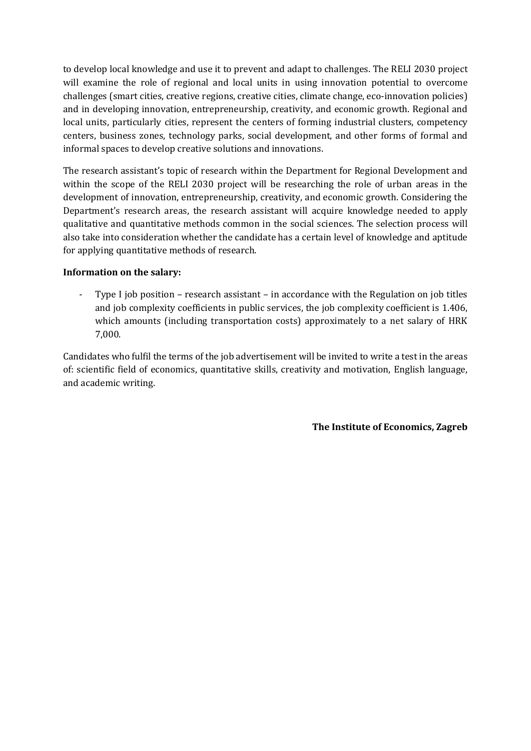to develop local knowledge and use it to prevent and adapt to challenges. The RELI 2030 project will examine the role of regional and local units in using innovation potential to overcome challenges (smart cities, creative regions, creative cities, climate change, eco-innovation policies) and in developing innovation, entrepreneurship, creativity, and economic growth. Regional and local units, particularly cities, represent the centers of forming industrial clusters, competency centers, business zones, technology parks, social development, and other forms of formal and informal spaces to develop creative solutions and innovations.

The research assistant's topic of research within the Department for Regional Development and within the scope of the RELI 2030 project will be researching the role of urban areas in the development of innovation, entrepreneurship, creativity, and economic growth. Considering the Department's research areas, the research assistant will acquire knowledge needed to apply qualitative and quantitative methods common in the social sciences. The selection process will also take into consideration whether the candidate has a certain level of knowledge and aptitude for applying quantitative methods of research.

**Information on the salary:**

- Type I job position – research assistant – in accordance with the Regulation on job titles and job complexity coefficients in public services, the job complexity coefficient is 1.406, which amounts (including transportation costs) approximately to a net salary of HRK 7,000.

Candidates who fulfil the terms of the job advertisement will be invited to write a test in the areas of: scientific field of economics, quantitative skills, creativity and motivation, English language, and academic writing.

**The Institute of Economics, Zagreb**